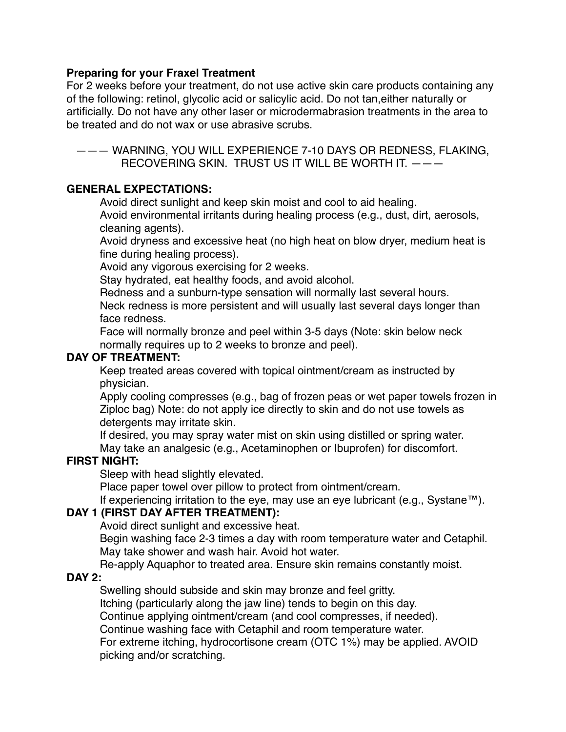**Preparing for your Fraxel Treatment**

For 2 weeks before your treatment, do not use active skin care products containing any of the following: retinol, glycolic acid or salicylic acid. Do not tan,either naturally or artificially. Do not have any other laser or microdermabrasion treatments in the area to be treated and do not wax or use abrasive scrubs.

——— WARNING, YOU WILL EXPERIENCE 7-10 DAYS OR REDNESS, FLAKING, RECOVERING SKIN. TRUST US IT WILL BE WORTH IT. ———

**GENERAL EXPECTATIONS:**

Avoid direct sunlight and keep skin moist and cool to aid healing.
Avoid environmental irritants during healing process (e.g., dust, dirt, aerosols, cleaning agents).
Avoid dryness and excessive heat (no high heat on blow dryer, medium heat is fine during healing process).
Avoid any vigorous exercising for 2 weeks.
Stay hydrated, eat healthy foods, and avoid alcohol.
Redness and a sunburn-type sensation will normally last several hours.
Neck redness is more persistent and will usually last several days longer than face redness.
Face will normally bronze and peel within 3-5 days (Note: skin below neck normally requires up to 2 weeks to bronze and peel).

**DAY OF TREATMENT:**

Keep treated areas covered with topical ointment/cream as instructed by physician.
Apply cooling compresses (e.g., bag of frozen peas or wet paper towels frozen in Ziploc bag) Note: do not apply ice directly to skin and do not use towels as detergents may irritate skin.
If desired, you may spray water mist on skin using distilled or spring water.
May take an analgesic (e.g., Acetaminophen or Ibuprofen) for discomfort.

**FIRST NIGHT:**

Sleep with head slightly elevated.
Place paper towel over pillow to protect from ointment/cream.
If experiencing irritation to the eye, may use an eye lubricant (e.g., Systane™).

**DAY 1 (FIRST DAY AFTER TREATMENT):**

Avoid direct sunlight and excessive heat.
Begin washing face 2-3 times a day with room temperature water and Cetaphil.
May take shower and wash hair. Avoid hot water.
Re-apply Aquaphor to treated area. Ensure skin remains constantly moist.

**DAY 2:**

Swelling should subside and skin may bronze and feel gritty.
Itching (particularly along the jaw line) tends to begin on this day.
Continue applying ointment/cream (and cool compresses, if needed).
Continue washing face with Cetaphil and room temperature water.
For extreme itching, hydrocortisone cream (OTC 1%) may be applied. AVOID picking and/or scratching.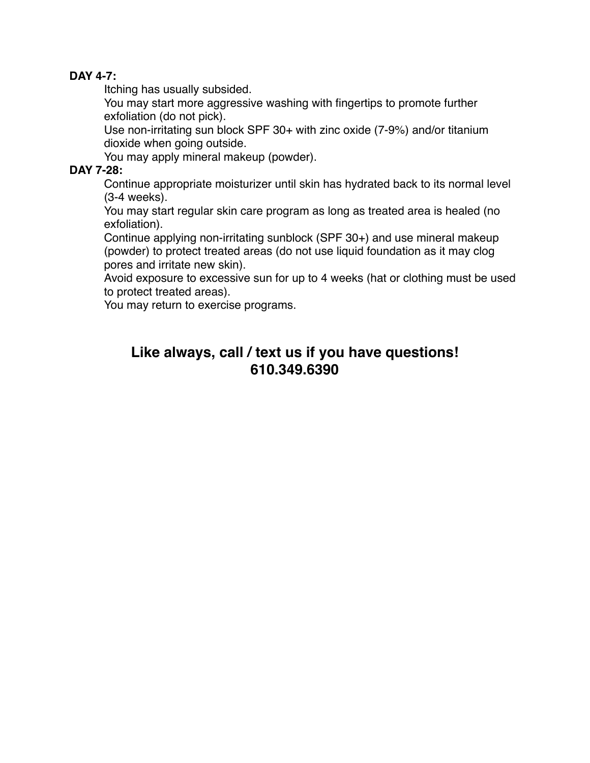**DAY 4-7:**

Itching has usually subsided.
You may start more aggressive washing with fingertips to promote further exfoliation (do not pick).
Use non-irritating sun block SPF 30+ with zinc oxide (7-9%) and/or titanium dioxide when going outside.
You may apply mineral makeup (powder).

**DAY 7-28:**

Continue appropriate moisturizer until skin has hydrated back to its normal level (3-4 weeks).
You may start regular skin care program as long as treated area is healed (no exfoliation).
Continue applying non-irritating sunblock (SPF 30+) and use mineral makeup (powder) to protect treated areas (do not use liquid foundation as it may clog pores and irritate new skin).
Avoid exposure to excessive sun for up to 4 weeks (hat or clothing must be used to protect treated areas).
You may return to exercise programs.

## Like always, call / text us if you have questions!
## 610.349.6390